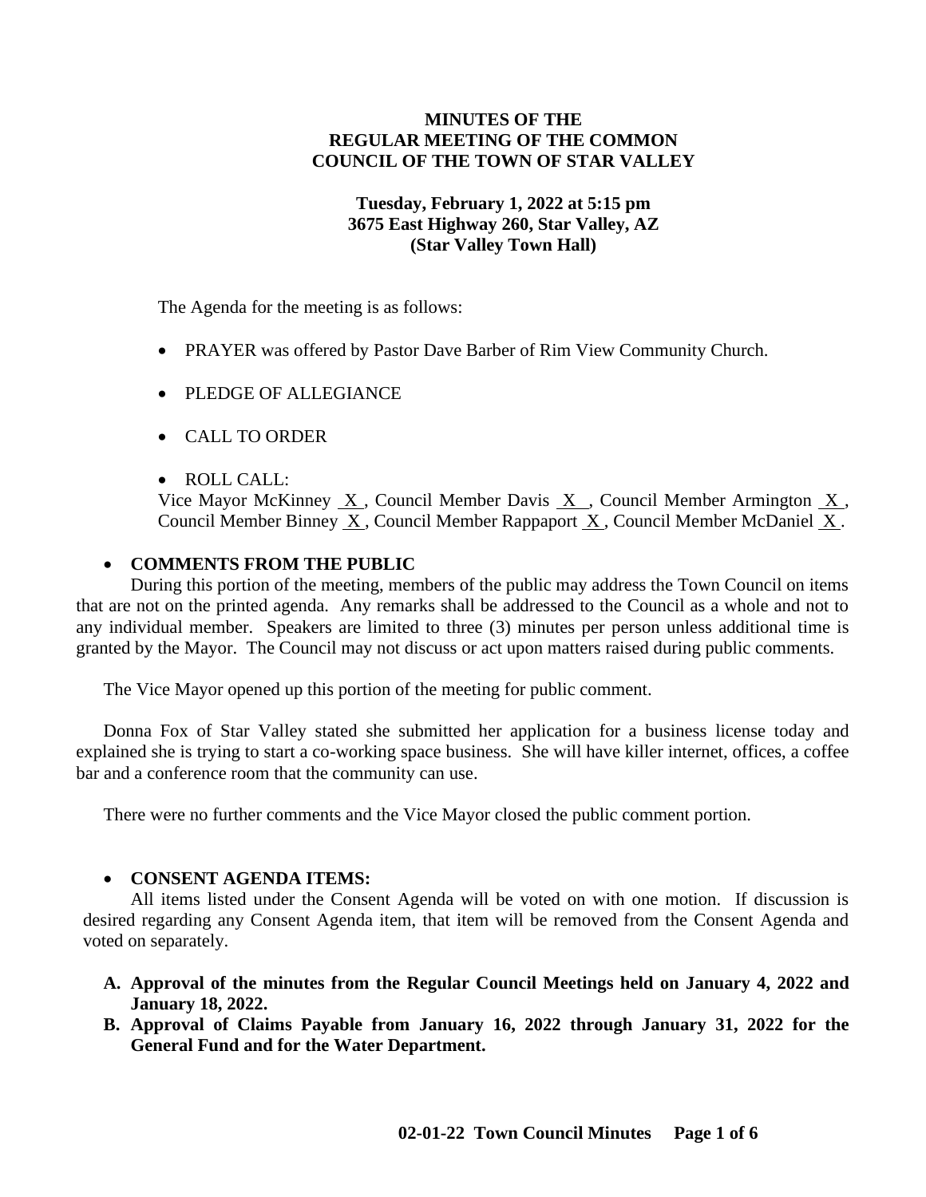**MINUTES OF THE REGULAR MEETING OF THE COMMON COUNCIL OF THE TOWN OF STAR VALLEY**

**Tuesday, February 1, 2022 at 5:15 pm**
**3675 East Highway 260, Star Valley, AZ**
**(Star Valley Town Hall)**

The Agenda for the meeting is as follows:

- PRAYER was offered by Pastor Dave Barber of Rim View Community Church.
- PLEDGE OF ALLEGIANCE
- CALL TO ORDER
- ROLL CALL:
  Vice Mayor McKinney X, Council Member Davis X, Council Member Armington X, Council Member Binney X, Council Member Rappaport X, Council Member McDaniel X.

- **COMMENTS FROM THE PUBLIC**

During this portion of the meeting, members of the public may address the Town Council on items that are not on the printed agenda. Any remarks shall be addressed to the Council as a whole and not to any individual member. Speakers are limited to three (3) minutes per person unless additional time is granted by the Mayor. The Council may not discuss or act upon matters raised during public comments.

The Vice Mayor opened up this portion of the meeting for public comment.

Donna Fox of Star Valley stated she submitted her application for a business license today and explained she is trying to start a co-working space business. She will have killer internet, offices, a coffee bar and a conference room that the community can use.

There were no further comments and the Vice Mayor closed the public comment portion.

- **CONSENT AGENDA ITEMS:**

All items listed under the Consent Agenda will be voted on with one motion. If discussion is desired regarding any Consent Agenda item, that item will be removed from the Consent Agenda and voted on separately.

**A. Approval of the minutes from the Regular Council Meetings held on January 4, 2022 and January 18, 2022.**

**B. Approval of Claims Payable from January 16, 2022 through January 31, 2022 for the General Fund and for the Water Department.**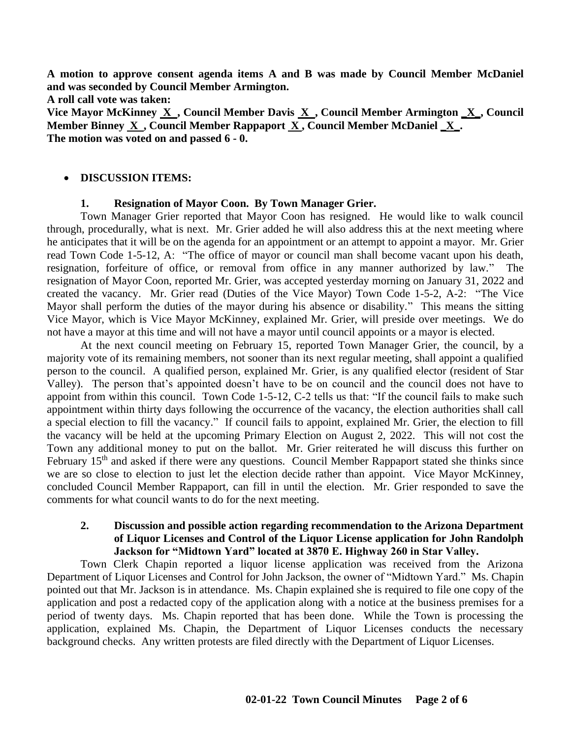**A motion to approve consent agenda items A and B was made by Council Member McDaniel and was seconded by Council Member Armington.**

**A roll call vote was taken:**

**Vice Mayor McKinney _X_, Council Member Davis _X_, Council Member Armington _X_, Council Member Binney _X_, Council Member Rappaport _X_, Council Member McDaniel _X_.**

**The motion was voted on and passed 6 - 0.**

- **DISCUSSION ITEMS:**

**1. Resignation of Mayor Coon. By Town Manager Grier.**

Town Manager Grier reported that Mayor Coon has resigned. He would like to walk council through, procedurally, what is next. Mr. Grier added he will also address this at the next meeting where he anticipates that it will be on the agenda for an appointment or an attempt to appoint a mayor. Mr. Grier read Town Code 1-5-12, A: "The office of mayor or council man shall become vacant upon his death, resignation, forfeiture of office, or removal from office in any manner authorized by law." The resignation of Mayor Coon, reported Mr. Grier, was accepted yesterday morning on January 31, 2022 and created the vacancy. Mr. Grier read (Duties of the Vice Mayor) Town Code 1-5-2, A-2: "The Vice Mayor shall perform the duties of the mayor during his absence or disability." This means the sitting Vice Mayor, which is Vice Mayor McKinney, explained Mr. Grier, will preside over meetings. We do not have a mayor at this time and will not have a mayor until council appoints or a mayor is elected.

At the next council meeting on February 15, reported Town Manager Grier, the council, by a majority vote of its remaining members, not sooner than its next regular meeting, shall appoint a qualified person to the council. A qualified person, explained Mr. Grier, is any qualified elector (resident of Star Valley). The person that's appointed doesn't have to be on council and the council does not have to appoint from within this council. Town Code 1-5-12, C-2 tells us that: "If the council fails to make such appointment within thirty days following the occurrence of the vacancy, the election authorities shall call a special election to fill the vacancy." If council fails to appoint, explained Mr. Grier, the election to fill the vacancy will be held at the upcoming Primary Election on August 2, 2022. This will not cost the Town any additional money to put on the ballot. Mr. Grier reiterated he will discuss this further on February 15th and asked if there were any questions. Council Member Rappaport stated she thinks since we are so close to election to just let the election decide rather than appoint. Vice Mayor McKinney, concluded Council Member Rappaport, can fill in until the election. Mr. Grier responded to save the comments for what council wants to do for the next meeting.

**2. Discussion and possible action regarding recommendation to the Arizona Department of Liquor Licenses and Control of the Liquor License application for John Randolph Jackson for "Midtown Yard" located at 3870 E. Highway 260 in Star Valley.**

Town Clerk Chapin reported a liquor license application was received from the Arizona Department of Liquor Licenses and Control for John Jackson, the owner of "Midtown Yard." Ms. Chapin pointed out that Mr. Jackson is in attendance. Ms. Chapin explained she is required to file one copy of the application and post a redacted copy of the application along with a notice at the business premises for a period of twenty days. Ms. Chapin reported that has been done. While the Town is processing the application, explained Ms. Chapin, the Department of Liquor Licenses conducts the necessary background checks. Any written protests are filed directly with the Department of Liquor Licenses.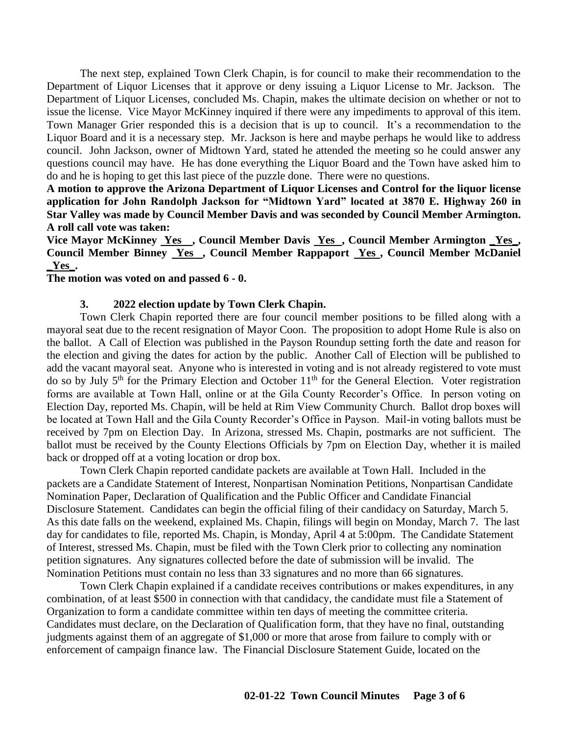The next step, explained Town Clerk Chapin, is for council to make their recommendation to the Department of Liquor Licenses that it approve or deny issuing a Liquor License to Mr. Jackson. The Department of Liquor Licenses, concluded Ms. Chapin, makes the ultimate decision on whether or not to issue the license. Vice Mayor McKinney inquired if there were any impediments to approval of this item. Town Manager Grier responded this is a decision that is up to council. It's a recommendation to the Liquor Board and it is a necessary step. Mr. Jackson is here and maybe perhaps he would like to address council. John Jackson, owner of Midtown Yard, stated he attended the meeting so he could answer any questions council may have. He has done everything the Liquor Board and the Town have asked him to do and he is hoping to get this last piece of the puzzle done. There were no questions.

**A motion to approve the Arizona Department of Liquor Licenses and Control for the liquor license application for John Randolph Jackson for "Midtown Yard" located at 3870 E. Highway 260 in Star Valley was made by Council Member Davis and was seconded by Council Member Armington. A roll call vote was taken:**

**Vice Mayor McKinney Yes , Council Member Davis Yes , Council Member Armington Yes , Council Member Binney Yes , Council Member Rappaport Yes , Council Member McDaniel Yes .**

**The motion was voted on and passed 6 - 0.**

**3. 2022 election update by Town Clerk Chapin.**

Town Clerk Chapin reported there are four council member positions to be filled along with a mayoral seat due to the recent resignation of Mayor Coon. The proposition to adopt Home Rule is also on the ballot. A Call of Election was published in the Payson Roundup setting forth the date and reason for the election and giving the dates for action by the public. Another Call of Election will be published to add the vacant mayoral seat. Anyone who is interested in voting and is not already registered to vote must do so by July 5th for the Primary Election and October 11th for the General Election. Voter registration forms are available at Town Hall, online or at the Gila County Recorder's Office. In person voting on Election Day, reported Ms. Chapin, will be held at Rim View Community Church. Ballot drop boxes will be located at Town Hall and the Gila County Recorder's Office in Payson. Mail-in voting ballots must be received by 7pm on Election Day. In Arizona, stressed Ms. Chapin, postmarks are not sufficient. The ballot must be received by the County Elections Officials by 7pm on Election Day, whether it is mailed back or dropped off at a voting location or drop box.

Town Clerk Chapin reported candidate packets are available at Town Hall. Included in the packets are a Candidate Statement of Interest, Nonpartisan Nomination Petitions, Nonpartisan Candidate Nomination Paper, Declaration of Qualification and the Public Officer and Candidate Financial Disclosure Statement. Candidates can begin the official filing of their candidacy on Saturday, March 5. As this date falls on the weekend, explained Ms. Chapin, filings will begin on Monday, March 7. The last day for candidates to file, reported Ms. Chapin, is Monday, April 4 at 5:00pm. The Candidate Statement of Interest, stressed Ms. Chapin, must be filed with the Town Clerk prior to collecting any nomination petition signatures. Any signatures collected before the date of submission will be invalid. The Nomination Petitions must contain no less than 33 signatures and no more than 66 signatures.

Town Clerk Chapin explained if a candidate receives contributions or makes expenditures, in any combination, of at least $500 in connection with that candidacy, the candidate must file a Statement of Organization to form a candidate committee within ten days of meeting the committee criteria. Candidates must declare, on the Declaration of Qualification form, that they have no final, outstanding judgments against them of an aggregate of $1,000 or more that arose from failure to comply with or enforcement of campaign finance law. The Financial Disclosure Statement Guide, located on the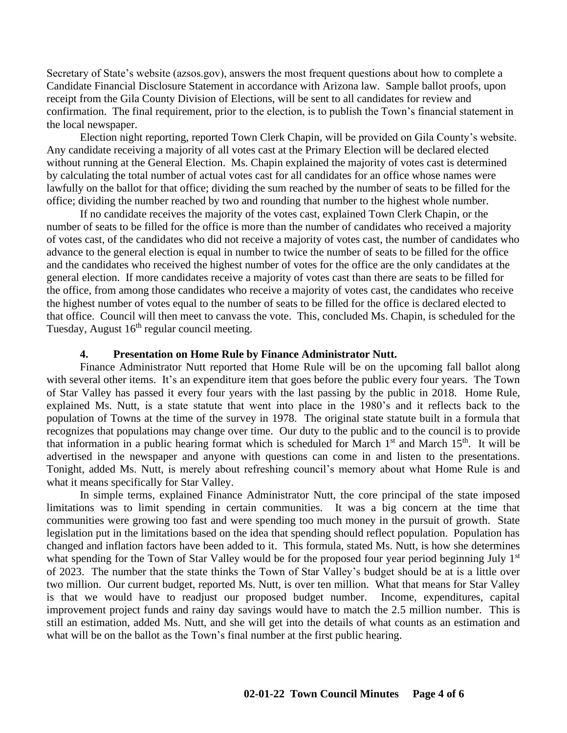Secretary of State's website (azsos.gov), answers the most frequent questions about how to complete a Candidate Financial Disclosure Statement in accordance with Arizona law. Sample ballot proofs, upon receipt from the Gila County Division of Elections, will be sent to all candidates for review and confirmation. The final requirement, prior to the election, is to publish the Town's financial statement in the local newspaper.

Election night reporting, reported Town Clerk Chapin, will be provided on Gila County's website. Any candidate receiving a majority of all votes cast at the Primary Election will be declared elected without running at the General Election. Ms. Chapin explained the majority of votes cast is determined by calculating the total number of actual votes cast for all candidates for an office whose names were lawfully on the ballot for that office; dividing the sum reached by the number of seats to be filled for the office; dividing the number reached by two and rounding that number to the highest whole number.

If no candidate receives the majority of the votes cast, explained Town Clerk Chapin, or the number of seats to be filled for the office is more than the number of candidates who received a majority of votes cast, of the candidates who did not receive a majority of votes cast, the number of candidates who advance to the general election is equal in number to twice the number of seats to be filled for the office and the candidates who received the highest number of votes for the office are the only candidates at the general election. If more candidates receive a majority of votes cast than there are seats to be filled for the office, from among those candidates who receive a majority of votes cast, the candidates who receive the highest number of votes equal to the number of seats to be filled for the office is declared elected to that office. Council will then meet to canvass the vote. This, concluded Ms. Chapin, is scheduled for the Tuesday, August 16th regular council meeting.

**4. Presentation on Home Rule by Finance Administrator Nutt.**

Finance Administrator Nutt reported that Home Rule will be on the upcoming fall ballot along with several other items. It's an expenditure item that goes before the public every four years. The Town of Star Valley has passed it every four years with the last passing by the public in 2018. Home Rule, explained Ms. Nutt, is a state statute that went into place in the 1980's and it reflects back to the population of Towns at the time of the survey in 1978. The original state statute built in a formula that recognizes that populations may change over time. Our duty to the public and to the council is to provide that information in a public hearing format which is scheduled for March 1st and March 15th. It will be advertised in the newspaper and anyone with questions can come in and listen to the presentations. Tonight, added Ms. Nutt, is merely about refreshing council's memory about what Home Rule is and what it means specifically for Star Valley.

In simple terms, explained Finance Administrator Nutt, the core principal of the state imposed limitations was to limit spending in certain communities. It was a big concern at the time that communities were growing too fast and were spending too much money in the pursuit of growth. State legislation put in the limitations based on the idea that spending should reflect population. Population has changed and inflation factors have been added to it. This formula, stated Ms. Nutt, is how she determines what spending for the Town of Star Valley would be for the proposed four year period beginning July 1st of 2023. The number that the state thinks the Town of Star Valley's budget should be at is a little over two million. Our current budget, reported Ms. Nutt, is over ten million. What that means for Star Valley is that we would have to readjust our proposed budget number. Income, expenditures, capital improvement project funds and rainy day savings would have to match the 2.5 million number. This is still an estimation, added Ms. Nutt, and she will get into the details of what counts as an estimation and what will be on the ballot as the Town's final number at the first public hearing.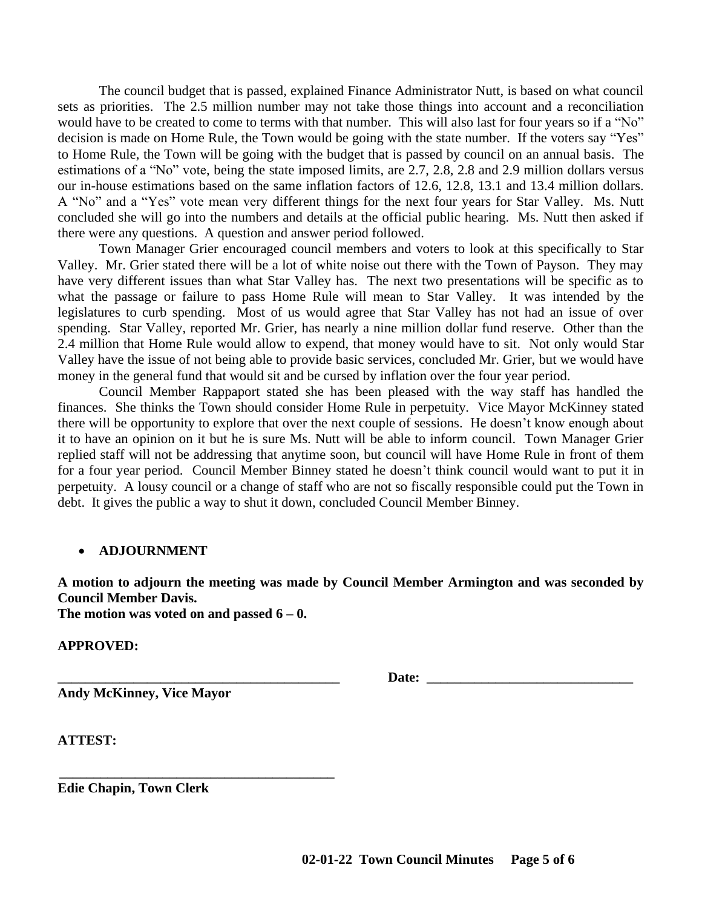The council budget that is passed, explained Finance Administrator Nutt, is based on what council sets as priorities. The 2.5 million number may not take those things into account and a reconciliation would have to be created to come to terms with that number. This will also last for four years so if a "No" decision is made on Home Rule, the Town would be going with the state number. If the voters say "Yes" to Home Rule, the Town will be going with the budget that is passed by council on an annual basis. The estimations of a "No" vote, being the state imposed limits, are 2.7, 2.8, 2.8 and 2.9 million dollars versus our in-house estimations based on the same inflation factors of 12.6, 12.8, 13.1 and 13.4 million dollars. A "No" and a "Yes" vote mean very different things for the next four years for Star Valley. Ms. Nutt concluded she will go into the numbers and details at the official public hearing. Ms. Nutt then asked if there were any questions. A question and answer period followed.

Town Manager Grier encouraged council members and voters to look at this specifically to Star Valley. Mr. Grier stated there will be a lot of white noise out there with the Town of Payson. They may have very different issues than what Star Valley has. The next two presentations will be specific as to what the passage or failure to pass Home Rule will mean to Star Valley. It was intended by the legislatures to curb spending. Most of us would agree that Star Valley has not had an issue of over spending. Star Valley, reported Mr. Grier, has nearly a nine million dollar fund reserve. Other than the 2.4 million that Home Rule would allow to expend, that money would have to sit. Not only would Star Valley have the issue of not being able to provide basic services, concluded Mr. Grier, but we would have money in the general fund that would sit and be cursed by inflation over the four year period.

Council Member Rappaport stated she has been pleased with the way staff has handled the finances. She thinks the Town should consider Home Rule in perpetuity. Vice Mayor McKinney stated there will be opportunity to explore that over the next couple of sessions. He doesn't know enough about it to have an opinion on it but he is sure Ms. Nutt will be able to inform council. Town Manager Grier replied staff will not be addressing that anytime soon, but council will have Home Rule in front of them for a four year period. Council Member Binney stated he doesn't think council would want to put it in perpetuity. A lousy council or a change of staff who are not so fiscally responsible could put the Town in debt. It gives the public a way to shut it down, concluded Council Member Binney.

- **ADJOURNMENT**

**A motion to adjourn the meeting was made by Council Member Armington and was seconded by Council Member Davis.**
**The motion was voted on and passed 6 – 0.**

**APPROVED:**

**\_\_\_\_\_\_\_\_\_\_\_\_\_\_\_\_\_\_\_\_\_\_\_\_\_\_\_\_\_\_\_\_\_\_\_\_\_\_\_\_\_\_ Date: \_\_\_\_\_\_\_\_\_\_\_\_\_\_\_\_\_\_\_\_\_\_\_\_\_\_\_\_\_\_**
**Andy McKinney, Vice Mayor**

**ATTEST:**

**\_\_\_\_\_\_\_\_\_\_\_\_\_\_\_\_\_\_\_\_\_\_\_\_\_\_\_\_\_\_\_\_\_\_\_\_\_\_\_\_\_\_**
**Edie Chapin, Town Clerk**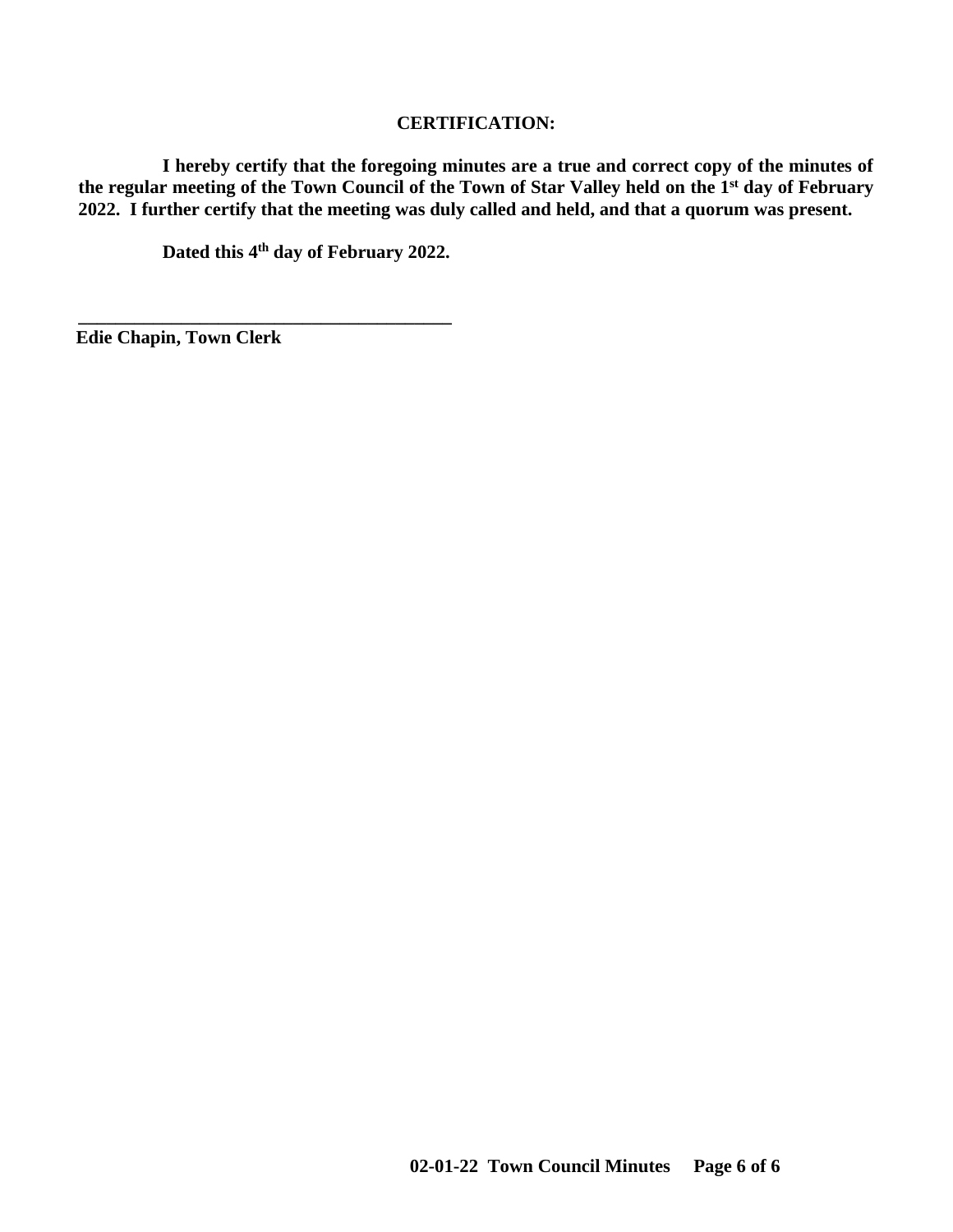**CERTIFICATION:**

**I hereby certify that the foregoing minutes are a true and correct copy of the minutes of the regular meeting of the Town Council of the Town of Star Valley held on the 1st day of February 2022. I further certify that the meeting was duly called and held, and that a quorum was present.**

**Dated this 4th day of February 2022.**

**\_\_\_\_\_\_\_\_\_\_\_\_\_\_\_\_\_\_\_\_\_\_\_\_\_\_\_\_\_\_\_\_\_\_\_\_\_\_\_\_**

**Edie Chapin, Town Clerk**